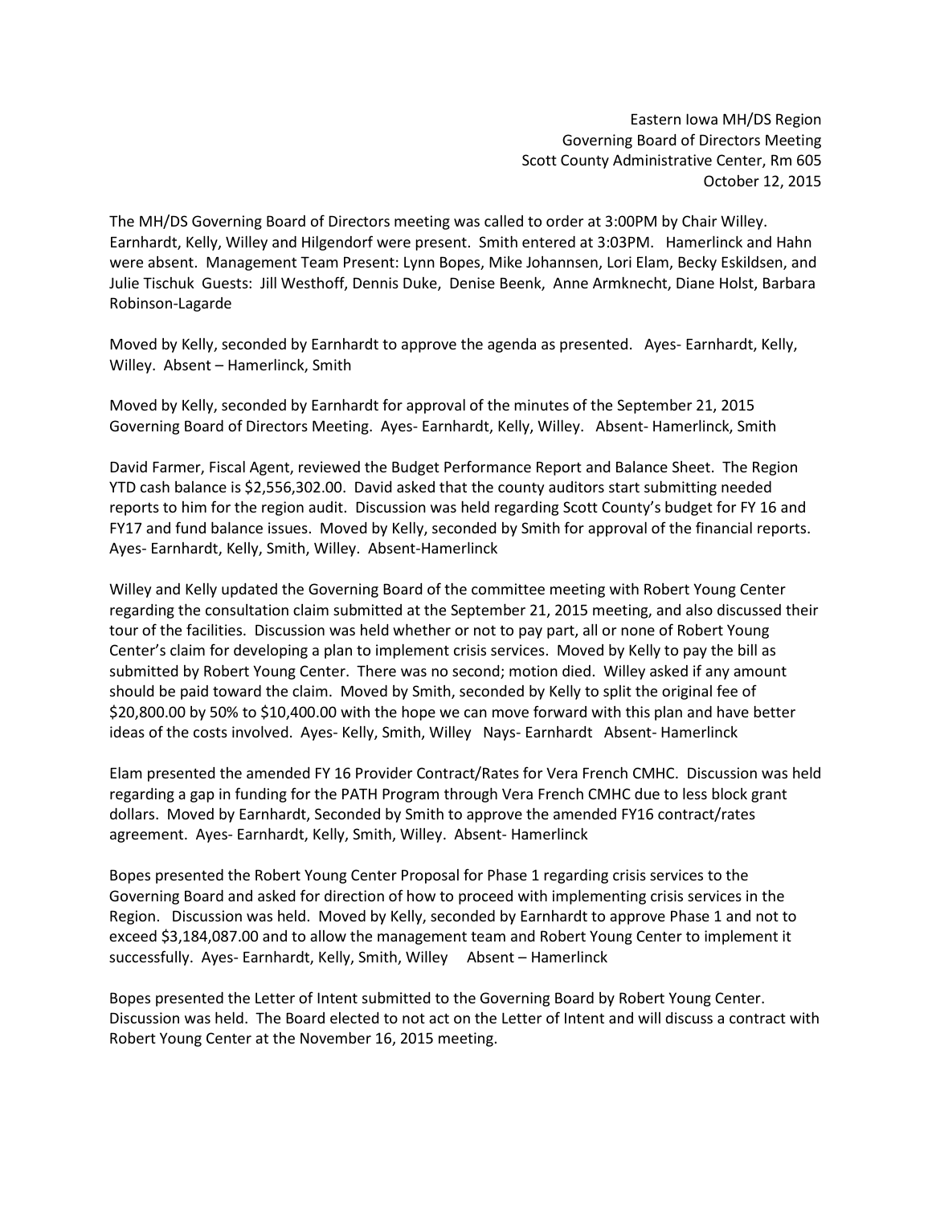Eastern Iowa MH/DS Region
Governing Board of Directors Meeting
Scott County Administrative Center, Rm 605
October 12, 2015

The MH/DS Governing Board of Directors meeting was called to order at 3:00PM by Chair Willey. Earnhardt, Kelly, Willey and Hilgendorf were present. Smith entered at 3:03PM. Hamerlinck and Hahn were absent. Management Team Present: Lynn Bopes, Mike Johannsen, Lori Elam, Becky Eskildsen, and Julie Tischuk Guests: Jill Westhoff, Dennis Duke, Denise Beenk, Anne Armknecht, Diane Holst, Barbara Robinson-Lagarde

Moved by Kelly, seconded by Earnhardt to approve the agenda as presented. Ayes- Earnhardt, Kelly, Willey. Absent – Hamerlinck, Smith

Moved by Kelly, seconded by Earnhardt for approval of the minutes of the September 21, 2015 Governing Board of Directors Meeting. Ayes- Earnhardt, Kelly, Willey. Absent- Hamerlinck, Smith

David Farmer, Fiscal Agent, reviewed the Budget Performance Report and Balance Sheet. The Region YTD cash balance is $2,556,302.00. David asked that the county auditors start submitting needed reports to him for the region audit. Discussion was held regarding Scott County's budget for FY 16 and FY17 and fund balance issues. Moved by Kelly, seconded by Smith for approval of the financial reports. Ayes- Earnhardt, Kelly, Smith, Willey. Absent-Hamerlinck

Willey and Kelly updated the Governing Board of the committee meeting with Robert Young Center regarding the consultation claim submitted at the September 21, 2015 meeting, and also discussed their tour of the facilities. Discussion was held whether or not to pay part, all or none of Robert Young Center's claim for developing a plan to implement crisis services. Moved by Kelly to pay the bill as submitted by Robert Young Center. There was no second; motion died. Willey asked if any amount should be paid toward the claim. Moved by Smith, seconded by Kelly to split the original fee of $20,800.00 by 50% to $10,400.00 with the hope we can move forward with this plan and have better ideas of the costs involved. Ayes- Kelly, Smith, Willey Nays- Earnhardt Absent- Hamerlinck

Elam presented the amended FY 16 Provider Contract/Rates for Vera French CMHC. Discussion was held regarding a gap in funding for the PATH Program through Vera French CMHC due to less block grant dollars. Moved by Earnhardt, Seconded by Smith to approve the amended FY16 contract/rates agreement. Ayes- Earnhardt, Kelly, Smith, Willey. Absent- Hamerlinck

Bopes presented the Robert Young Center Proposal for Phase 1 regarding crisis services to the Governing Board and asked for direction of how to proceed with implementing crisis services in the Region. Discussion was held. Moved by Kelly, seconded by Earnhardt to approve Phase 1 and not to exceed $3,184,087.00 and to allow the management team and Robert Young Center to implement it successfully. Ayes- Earnhardt, Kelly, Smith, Willey Absent – Hamerlinck

Bopes presented the Letter of Intent submitted to the Governing Board by Robert Young Center. Discussion was held. The Board elected to not act on the Letter of Intent and will discuss a contract with Robert Young Center at the November 16, 2015 meeting.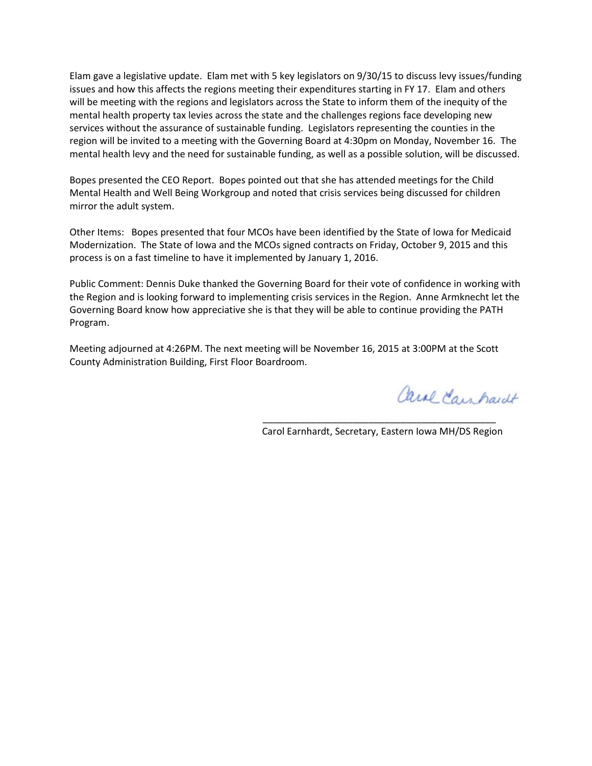Elam gave a legislative update. Elam met with 5 key legislators on 9/30/15 to discuss levy issues/funding issues and how this affects the regions meeting their expenditures starting in FY 17. Elam and others will be meeting with the regions and legislators across the State to inform them of the inequity of the mental health property tax levies across the state and the challenges regions face developing new services without the assurance of sustainable funding. Legislators representing the counties in the region will be invited to a meeting with the Governing Board at 4:30pm on Monday, November 16. The mental health levy and the need for sustainable funding, as well as a possible solution, will be discussed.

Bopes presented the CEO Report. Bopes pointed out that she has attended meetings for the Child Mental Health and Well Being Workgroup and noted that crisis services being discussed for children mirror the adult system.

Other Items: Bopes presented that four MCOs have been identified by the State of Iowa for Medicaid Modernization. The State of Iowa and the MCOs signed contracts on Friday, October 9, 2015 and this process is on a fast timeline to have it implemented by January 1, 2016.

Public Comment: Dennis Duke thanked the Governing Board for their vote of confidence in working with the Region and is looking forward to implementing crisis services in the Region. Anne Armknecht let the Governing Board know how appreciative she is that they will be able to continue providing the PATH Program.

Meeting adjourned at 4:26PM. The next meeting will be November 16, 2015 at 3:00PM at the Scott County Administration Building, First Floor Boardroom.

Carol Earnhardt

\_\_\_\_\_\_\_\_\_\_\_\_\_\_\_\_\_\_\_\_\_\_\_\_\_\_\_\_\_\_\_\_\_\_\_\_\_\_\_\_\_\_\_\_

Carol Earnhardt, Secretary, Eastern Iowa MH/DS Region